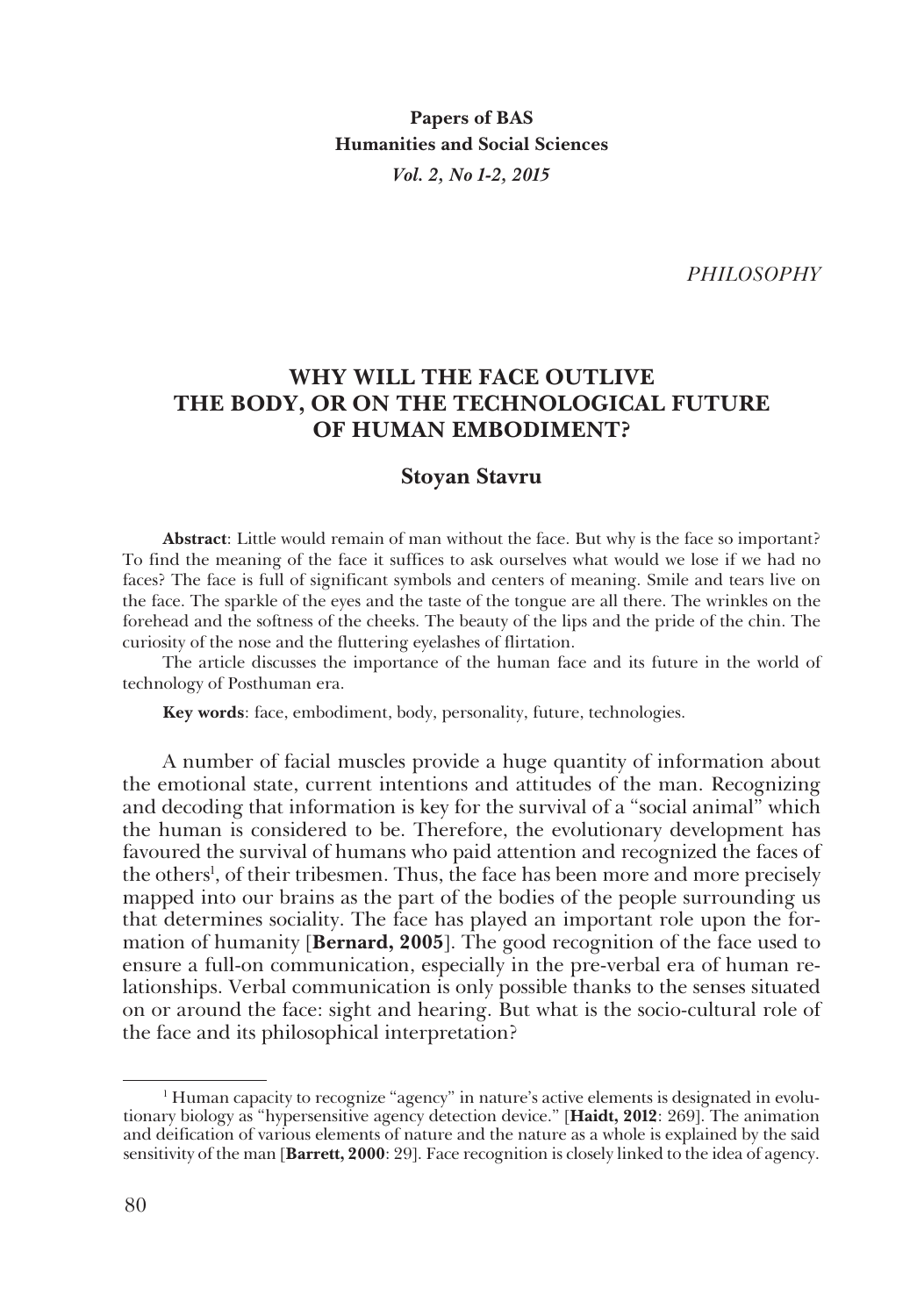**Papers of BAS**
**Humanities and Social Sciences**
*Vol. 2, No 1-2, 2015*

*PHILOSOPHY*

# WHY WILL THE FACE OUTLIVE THE BODY, OR ON THE TECHNOLOGICAL FUTURE OF HUMAN EMBODIMENT?

## Stoyan Stavru

**Abstract**: Little would remain of man without the face. But why is the face so important? To find the meaning of the face it suffices to ask ourselves what would we lose if we had no faces? The face is full of significant symbols and centers of meaning. Smile and tears live on the face. The sparkle of the eyes and the taste of the tongue are all there. The wrinkles on the forehead and the softness of the cheeks. The beauty of the lips and the pride of the chin. The curiosity of the nose and the fluttering eyelashes of flirtation.

The article discusses the importance of the human face and its future in the world of technology of Posthuman era.

**Key words**: face, embodiment, body, personality, future, technologies.

A number of facial muscles provide a huge quantity of information about the emotional state, current intentions and attitudes of the man. Recognizing and decoding that information is key for the survival of a "social animal" which the human is considered to be. Therefore, the evolutionary development has favoured the survival of humans who paid attention and recognized the faces of the others[1], of their tribesmen. Thus, the face has been more and more precisely mapped into our brains as the part of the bodies of the people surrounding us that determines sociality. The face has played an important role upon the formation of humanity [**Bernard, 2005**]. The good recognition of the face used to ensure a full-on communication, especially in the pre-verbal era of human relationships. Verbal communication is only possible thanks to the senses situated on or around the face: sight and hearing. But what is the socio-cultural role of the face and its philosophical interpretation?

---

[1] Human capacity to recognize "agency" in nature's active elements is designated in evolutionary biology as "hypersensitive agency detection device." [**Haidt, 2012**: 269]. The animation and deification of various elements of nature and the nature as a whole is explained by the said sensitivity of the man [**Barrett, 2000**: 29]. Face recognition is closely linked to the idea of agency.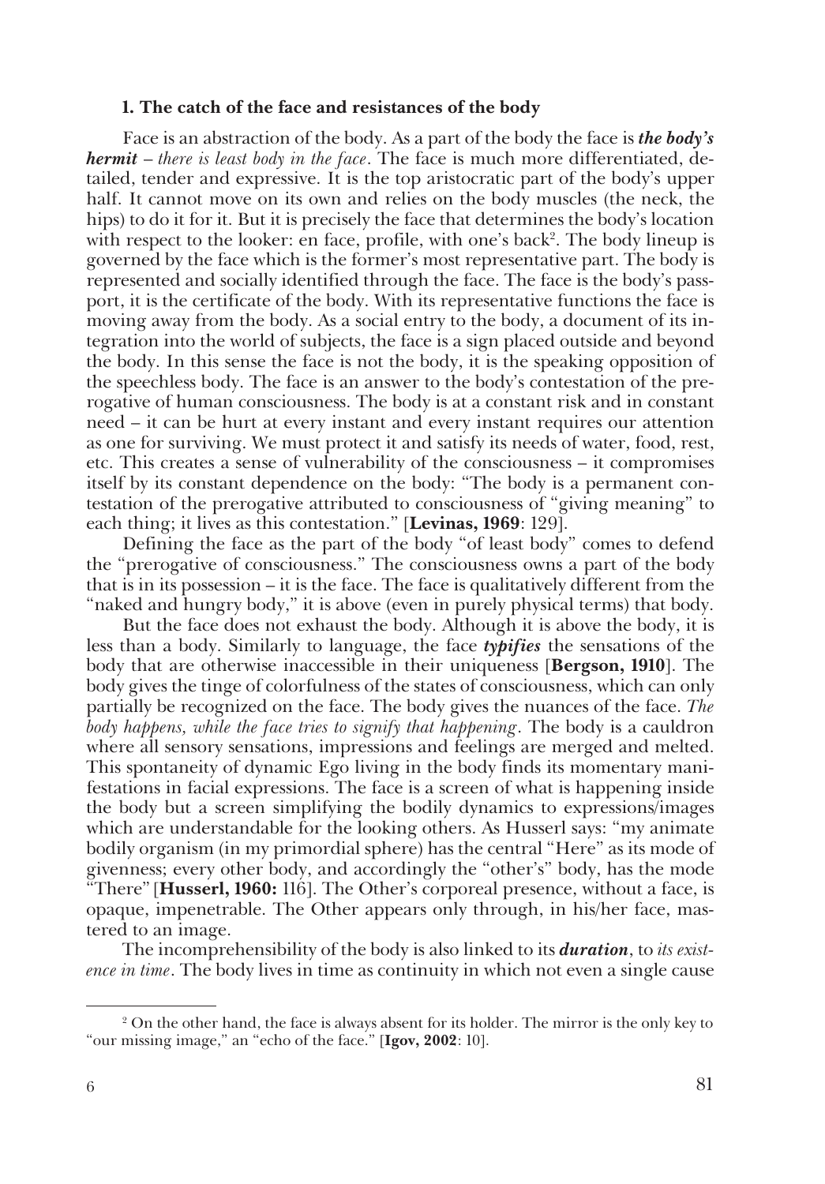### 1. The catch of the face and resistances of the body

Face is an abstraction of the body. As a part of the body the face is ***the body's hermit*** – *there is least body in the face*. The face is much more differentiated, detailed, tender and expressive. It is the top aristocratic part of the body's upper half. It cannot move on its own and relies on the body muscles (the neck, the hips) to do it for it. But it is precisely the face that determines the body's location with respect to the looker: en face, profile, with one's back[2]. The body lineup is governed by the face which is the former's most representative part. The body is represented and socially identified through the face. The face is the body's passport, it is the certificate of the body. With its representative functions the face is moving away from the body. As a social entry to the body, a document of its integration into the world of subjects, the face is a sign placed outside and beyond the body. In this sense the face is not the body, it is the speaking opposition of the speechless body. The face is an answer to the body's contestation of the prerogative of human consciousness. The body is at a constant risk and in constant need – it can be hurt at every instant and every instant requires our attention as one for surviving. We must protect it and satisfy its needs of water, food, rest, etc. This creates a sense of vulnerability of the consciousness – it compromises itself by its constant dependence on the body: "The body is a permanent contestation of the prerogative attributed to consciousness of "giving meaning" to each thing; it lives as this contestation." [**Levinas, 1969**: 129].

Defining the face as the part of the body "of least body" comes to defend the "prerogative of consciousness." The consciousness owns a part of the body that is in its possession – it is the face. The face is qualitatively different from the "naked and hungry body," it is above (even in purely physical terms) that body.

But the face does not exhaust the body. Although it is above the body, it is less than a body. Similarly to language, the face ***typifies*** the sensations of the body that are otherwise inaccessible in their uniqueness [**Bergson, 1910**]. The body gives the tinge of colorfulness of the states of consciousness, which can only partially be recognized on the face. The body gives the nuances of the face. *The body happens, while the face tries to signify that happening*. The body is a cauldron where all sensory sensations, impressions and feelings are merged and melted. This spontaneity of dynamic Ego living in the body finds its momentary manifestations in facial expressions. The face is a screen of what is happening inside the body but a screen simplifying the bodily dynamics to expressions/images which are understandable for the looking others. As Husserl says: "my animate bodily organism (in my primordial sphere) has the central "Here" as its mode of givenness; every other body, and accordingly the "other's" body, has the mode "There" [**Husserl, 1960:** 116]. The Other's corporeal presence, without a face, is opaque, impenetrable. The Other appears only through, in his/her face, mastered to an image.

The incomprehensibility of the body is also linked to its ***duration***, to *its existence in time*. The body lives in time as continuity in which not even a single cause

[2] On the other hand, the face is always absent for its holder. The mirror is the only key to "our missing image," an "echo of the face." [**Igov, 2002**: 10].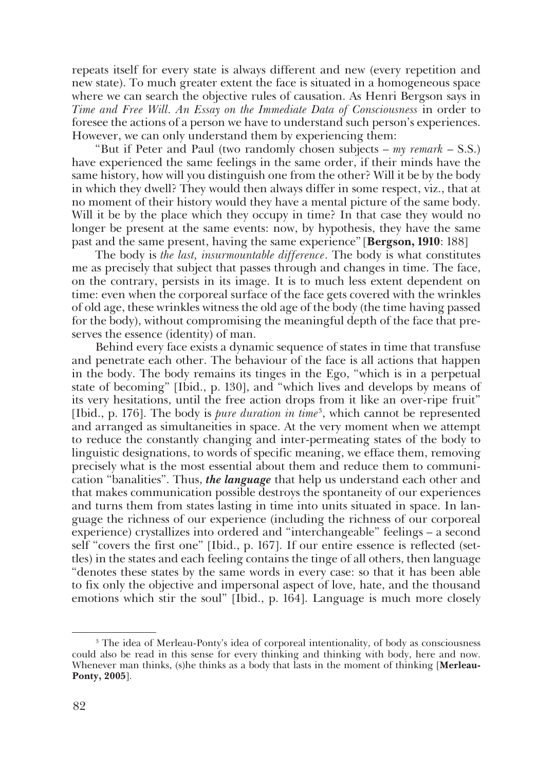repeats itself for every state is always different and new (every repetition and new state). To much greater extent the face is situated in a homogeneous space where we can search the objective rules of causation. As Henri Bergson says in *Time and Free Will. An Essay on the Immediate Data of Consciousness* in order to foresee the actions of a person we have to understand such person's experiences. However, we can only understand them by experiencing them:

"But if Peter and Paul (two randomly chosen subjects – *my remark* – S.S.) have experienced the same feelings in the same order, if their minds have the same history, how will you distinguish one from the other? Will it be by the body in which they dwell? They would then always differ in some respect, viz., that at no moment of their history would they have a mental picture of the same body. Will it be by the place which they occupy in time? In that case they would no longer be present at the same events: now, by hypothesis, they have the same past and the same present, having the same experience" [**Bergson, 1910**: 188]

The body is *the last, insurmountable difference*. The body is what constitutes me as precisely that subject that passes through and changes in time. The face, on the contrary, persists in its image. It is to much less extent dependent on time: even when the corporeal surface of the face gets covered with the wrinkles of old age, these wrinkles witness the old age of the body (the time having passed for the body), without compromising the meaningful depth of the face that preserves the essence (identity) of man.

Behind every face exists a dynamic sequence of states in time that transfuse and penetrate each other. The behaviour of the face is all actions that happen in the body. The body remains its tinges in the Ego, "which is in a perpetual state of becoming" [Ibid., p. 130], and "which lives and develops by means of its very hesitations, until the free action drops from it like an over-ripe fruit" [Ibid., p. 176]. The body is *pure duration in time*[3], which cannot be represented and arranged as simultaneities in space. At the very moment when we attempt to reduce the constantly changing and inter-permeating states of the body to linguistic designations, to words of specific meaning, we efface them, removing precisely what is the most essential about them and reduce them to communication "banalities". Thus, ***the language*** that help us understand each other and that makes communication possible destroys the spontaneity of our experiences and turns them from states lasting in time into units situated in space. In language the richness of our experience (including the richness of our corporeal experience) crystallizes into ordered and "interchangeable" feelings – a second self "covers the first one" [Ibid., p. 167]. If our entire essence is reflected (settles) in the states and each feeling contains the tinge of all others, then language "denotes these states by the same words in every case: so that it has been able to fix only the objective and impersonal aspect of love, hate, and the thousand emotions which stir the soul" [Ibid., p. 164]. Language is much more closely

[3] The idea of Merleau-Ponty's idea of corporeal intentionality, of body as consciousness could also be read in this sense for every thinking and thinking with body, here and now. Whenever man thinks, (s)he thinks as a body that lasts in the moment of thinking [**Merleau-Ponty, 2005**].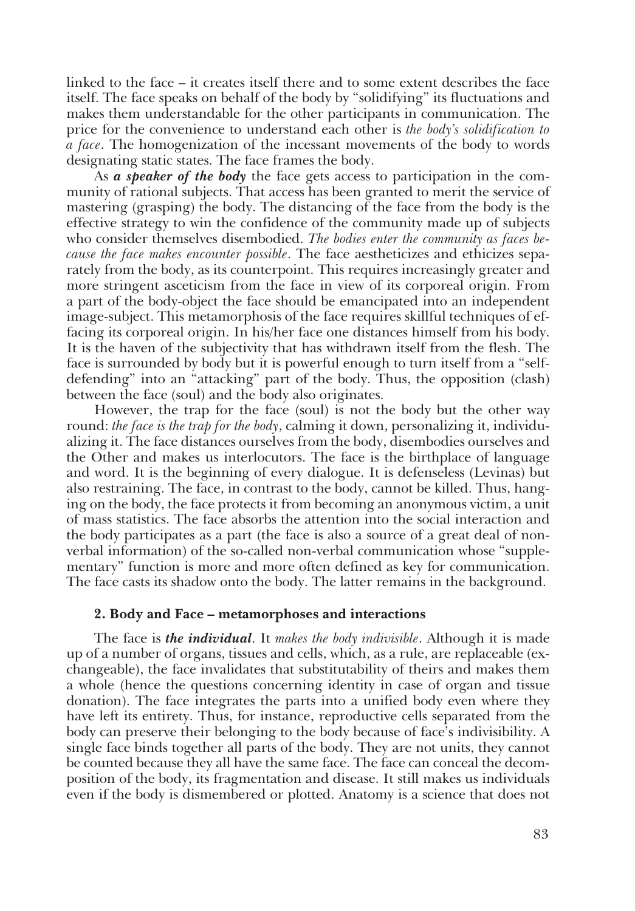linked to the face – it creates itself there and to some extent describes the face itself. The face speaks on behalf of the body by "solidifying" its fluctuations and makes them understandable for the other participants in communication. The price for the convenience to understand each other is *the body's solidification to a face*. The homogenization of the incessant movements of the body to words designating static states. The face frames the body.

As ***a speaker of the body*** the face gets access to participation in the community of rational subjects. That access has been granted to merit the service of mastering (grasping) the body. The distancing of the face from the body is the effective strategy to win the confidence of the community made up of subjects who consider themselves disembodied. *The bodies enter the community as faces because the face makes encounter possible*. The face aestheticizes and ethicizes separately from the body, as its counterpoint. This requires increasingly greater and more stringent asceticism from the face in view of its corporeal origin. From a part of the body-object the face should be emancipated into an independent image-subject. This metamorphosis of the face requires skillful techniques of effacing its corporeal origin. In his/her face one distances himself from his body. It is the haven of the subjectivity that has withdrawn itself from the flesh. The face is surrounded by body but it is powerful enough to turn itself from a "self-defending" into an "attacking" part of the body. Thus, the opposition (clash) between the face (soul) and the body also originates.

However, the trap for the face (soul) is not the body but the other way round: *the face is the trap for the body*, calming it down, personalizing it, individualizing it. The face distances ourselves from the body, disembodies ourselves and the Other and makes us interlocutors. The face is the birthplace of language and word. It is the beginning of every dialogue. It is defenseless (Levinas) but also restraining. The face, in contrast to the body, cannot be killed. Thus, hanging on the body, the face protects it from becoming an anonymous victim, a unit of mass statistics. The face absorbs the attention into the social interaction and the body participates as a part (the face is also a source of a great deal of non-verbal information) of the so-called non-verbal communication whose "supplementary" function is more and more often defined as key for communication. The face casts its shadow onto the body. The latter remains in the background.

## 2. Body and Face – metamorphoses and interactions

The face is ***the individual***. It *makes the body indivisible*. Although it is made up of a number of organs, tissues and cells, which, as a rule, are replaceable (exchangeable), the face invalidates that substitutability of theirs and makes them a whole (hence the questions concerning identity in case of organ and tissue donation). The face integrates the parts into a unified body even where they have left its entirety. Thus, for instance, reproductive cells separated from the body can preserve their belonging to the body because of face's indivisibility. A single face binds together all parts of the body. They are not units, they cannot be counted because they all have the same face. The face can conceal the decomposition of the body, its fragmentation and disease. It still makes us individuals even if the body is dismembered or plotted. Anatomy is a science that does not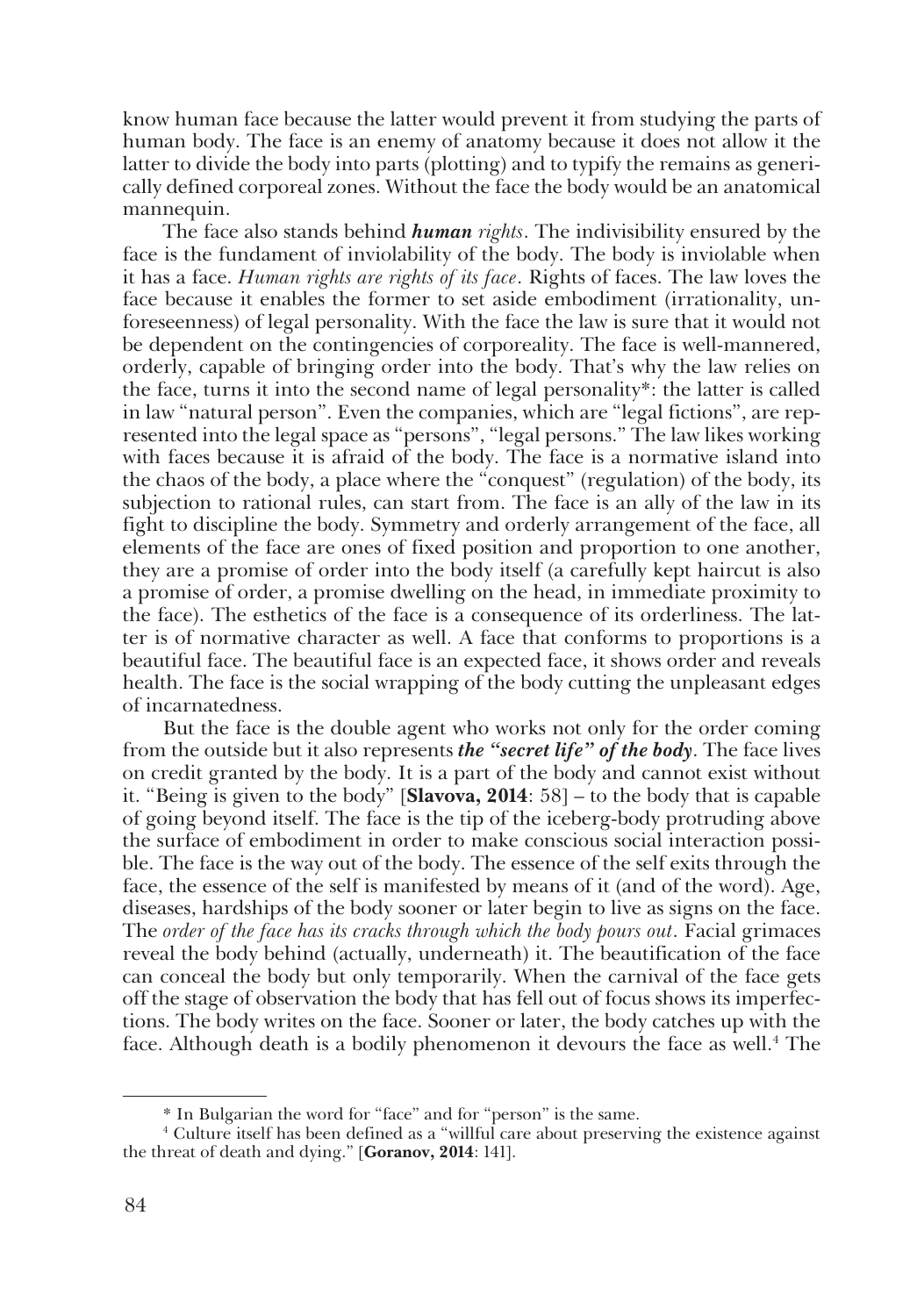know human face because the latter would prevent it from studying the parts of human body. The face is an enemy of anatomy because it does not allow it the latter to divide the body into parts (plotting) and to typify the remains as generically defined corporeal zones. Without the face the body would be an anatomical mannequin.

The face also stands behind ***human** rights*. The indivisibility ensured by the face is the fundament of inviolability of the body. The body is inviolable when it has a face. *Human rights are rights of its face*. Rights of faces. The law loves the face because it enables the former to set aside embodiment (irrationality, unforeseenness) of legal personality. With the face the law is sure that it would not be dependent on the contingencies of corporeality. The face is well-mannered, orderly, capable of bringing order into the body. That's why the law relies on the face, turns it into the second name of legal personality*: the latter is called in law "natural person". Even the companies, which are "legal fictions", are represented into the legal space as "persons", "legal persons." The law likes working with faces because it is afraid of the body. The face is a normative island into the chaos of the body, a place where the "conquest" (regulation) of the body, its subjection to rational rules, can start from. The face is an ally of the law in its fight to discipline the body. Symmetry and orderly arrangement of the face, all elements of the face are ones of fixed position and proportion to one another, they are a promise of order into the body itself (a carefully kept haircut is also a promise of order, a promise dwelling on the head, in immediate proximity to the face). The esthetics of the face is a consequence of its orderliness. The latter is of normative character as well. A face that conforms to proportions is a beautiful face. The beautiful face is an expected face, it shows order and reveals health. The face is the social wrapping of the body cutting the unpleasant edges of incarnatedness.

But the face is the double agent who works not only for the order coming from the outside but it also represents ***the "secret life" of the body***. The face lives on credit granted by the body. It is a part of the body and cannot exist without it. "Being is given to the body" [**Slavova, 2014**: 58] – to the body that is capable of going beyond itself. The face is the tip of the iceberg-body protruding above the surface of embodiment in order to make conscious social interaction possible. The face is the way out of the body. The essence of the self exits through the face, the essence of the self is manifested by means of it (and of the word). Age, diseases, hardships of the body sooner or later begin to live as signs on the face. The *order of the face has its cracks through which the body pours out*. Facial grimaces reveal the body behind (actually, underneath) it. The beautification of the face can conceal the body but only temporarily. When the carnival of the face gets off the stage of observation the body that has fell out of focus shows its imperfections. The body writes on the face. Sooner or later, the body catches up with the face. Although death is a bodily phenomenon it devours the face as well.[4] The

---

\* In Bulgarian the word for "face" and for "person" is the same.

[4] Culture itself has been defined as a "willful care about preserving the existence against the threat of death and dying." [**Goranov, 2014**: 141].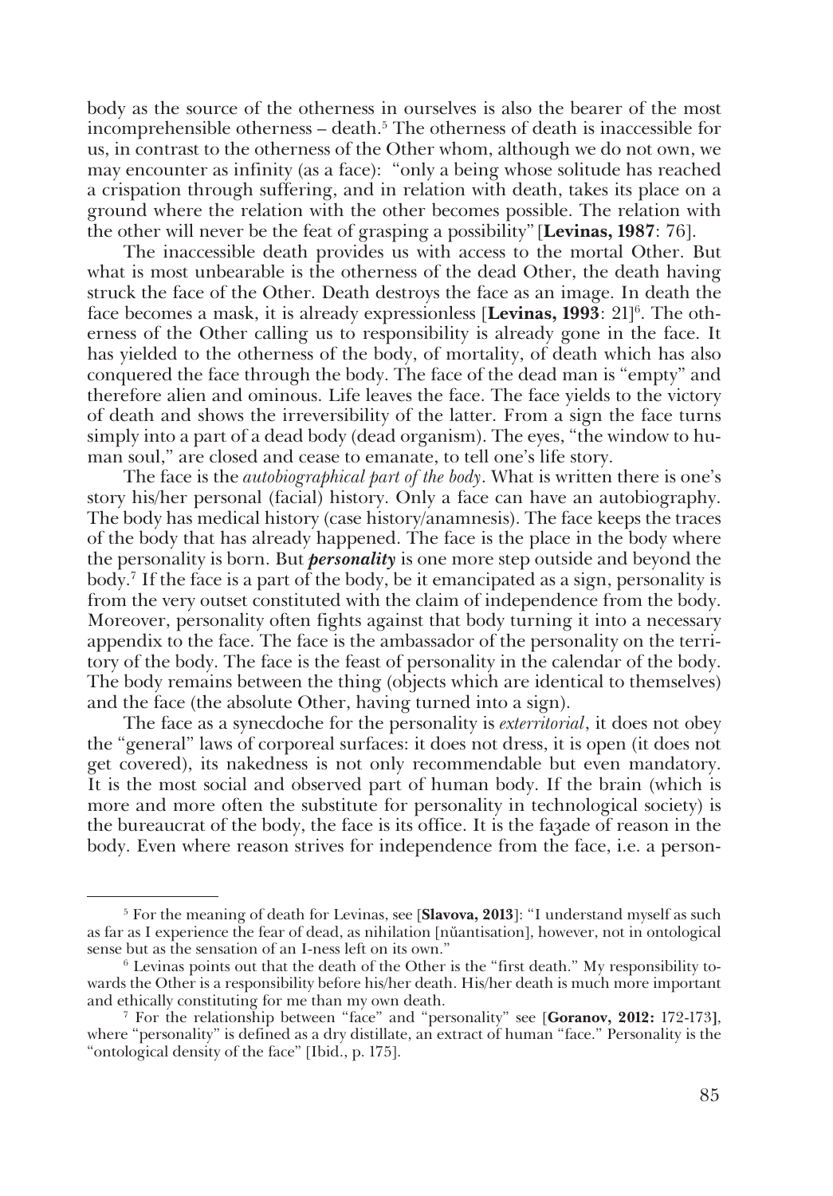body as the source of the otherness in ourselves is also the bearer of the most incomprehensible otherness – death.[5] The otherness of death is inaccessible for us, in contrast to the otherness of the Other whom, although we do not own, we may encounter as infinity (as a face): "only a being whose solitude has reached a crispation through suffering, and in relation with death, takes its place on a ground where the relation with the other becomes possible. The relation with the other will never be the feat of grasping a possibility" [**Levinas, 1987**: 76].

The inaccessible death provides us with access to the mortal Other. But what is most unbearable is the otherness of the dead Other, the death having struck the face of the Other. Death destroys the face as an image. In death the face becomes a mask, it is already expressionless [**Levinas, 1993**: 21][6]. The otherness of the Other calling us to responsibility is already gone in the face. It has yielded to the otherness of the body, of mortality, of death which has also conquered the face through the body. The face of the dead man is "empty" and therefore alien and ominous. Life leaves the face. The face yields to the victory of death and shows the irreversibility of the latter. From a sign the face turns simply into a part of a dead body (dead organism). The eyes, "the window to human soul," are closed and cease to emanate, to tell one's life story.

The face is the *autobiographical part of the body*. What is written there is one's story his/her personal (facial) history. Only a face can have an autobiography. The body has medical history (case history/anamnesis). The face keeps the traces of the body that has already happened. The face is the place in the body where the personality is born. But ***personality*** is one more step outside and beyond the body.[7] If the face is a part of the body, be it emancipated as a sign, personality is from the very outset constituted with the claim of independence from the body. Moreover, personality often fights against that body turning it into a necessary appendix to the face. The face is the ambassador of the personality on the territory of the body. The face is the feast of personality in the calendar of the body. The body remains between the thing (objects which are identical to themselves) and the face (the absolute Other, having turned into a sign).

The face as a synecdoche for the personality is *exterritorial*, it does not obey the "general" laws of corporeal surfaces: it does not dress, it is open (it does not get covered), its nakedness is not only recommendable but even mandatory. It is the most social and observed part of human body. If the brain (which is more and more often the substitute for personality in technological society) is the bureaucrat of the body, the face is its office. It is the façade of reason in the body. Even where reason strives for independence from the face, i.e. a person-

---

[5] For the meaning of death for Levinas, see [**Slavova, 2013**]: "I understand myself as such as far as I experience the fear of dead, as nihilation [nüantisation], however, not in ontological sense but as the sensation of an I-ness left on its own."

[6] Levinas points out that the death of the Other is the "first death." My responsibility towards the Other is a responsibility before his/her death. His/her death is much more important and ethically constituting for me than my own death.

[7] For the relationship between "face" and "personality" see [**Goranov, 2012:** 172-173], where "personality" is defined as a dry distillate, an extract of human "face." Personality is the "ontological density of the face" [Ibid., p. 175].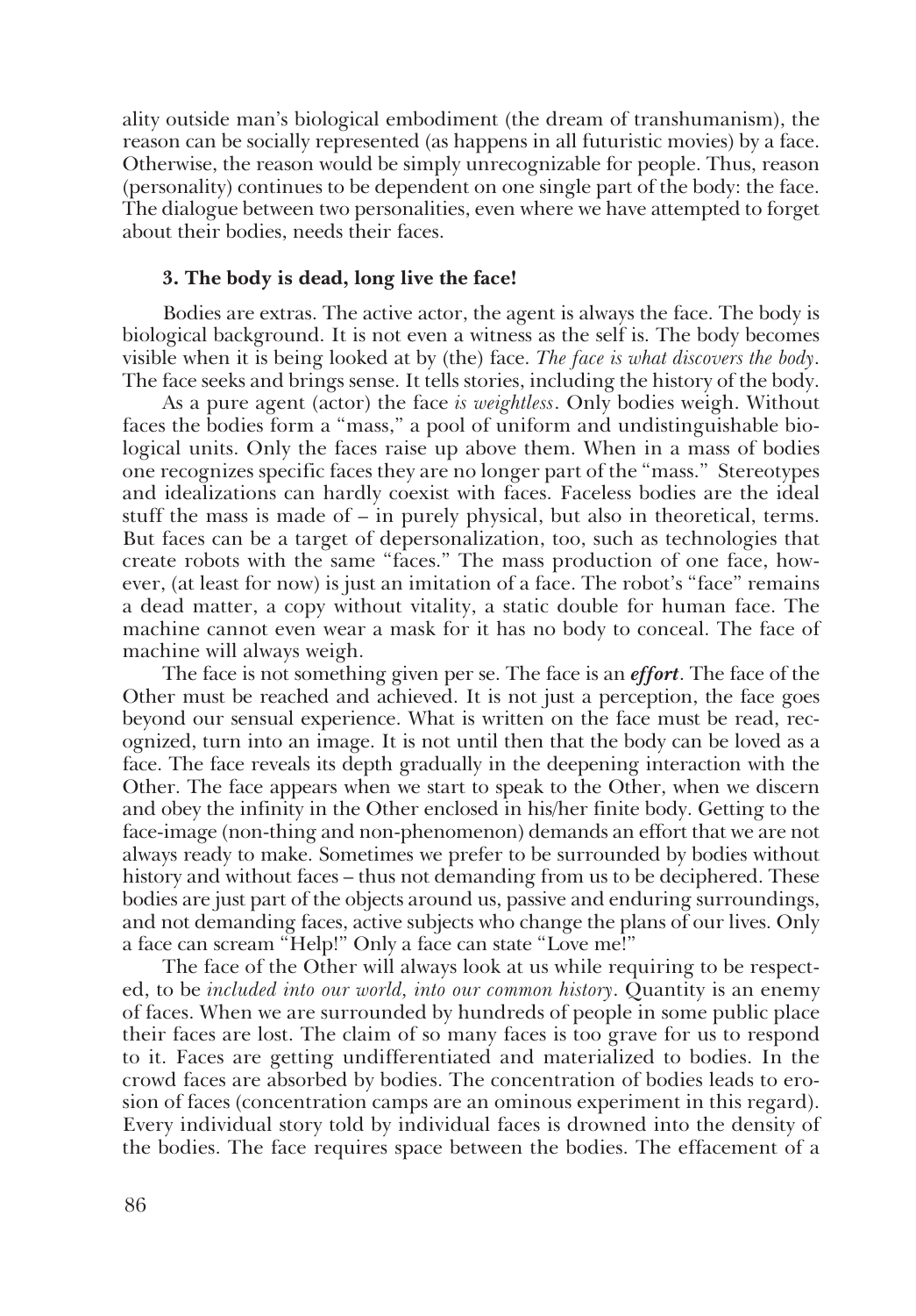ality outside man's biological embodiment (the dream of transhumanism), the reason can be socially represented (as happens in all futuristic movies) by a face. Otherwise, the reason would be simply unrecognizable for people. Thus, reason (personality) continues to be dependent on one single part of the body: the face. The dialogue between two personalities, even where we have attempted to forget about their bodies, needs their faces.

### 3. The body is dead, long live the face!

Bodies are extras. The active actor, the agent is always the face. The body is biological background. It is not even a witness as the self is. The body becomes visible when it is being looked at by (the) face. *The face is what discovers the body*. The face seeks and brings sense. It tells stories, including the history of the body.

As a pure agent (actor) the face *is weightless*. Only bodies weigh. Without faces the bodies form a "mass," a pool of uniform and undistinguishable biological units. Only the faces raise up above them. When in a mass of bodies one recognizes specific faces they are no longer part of the "mass." Stereotypes and idealizations can hardly coexist with faces. Faceless bodies are the ideal stuff the mass is made of – in purely physical, but also in theoretical, terms. But faces can be a target of depersonalization, too, such as technologies that create robots with the same "faces." The mass production of one face, however, (at least for now) is just an imitation of a face. The robot's "face" remains a dead matter, a copy without vitality, a static double for human face. The machine cannot even wear a mask for it has no body to conceal. The face of machine will always weigh.

The face is not something given per se. The face is an ***effort***. The face of the Other must be reached and achieved. It is not just a perception, the face goes beyond our sensual experience. What is written on the face must be read, recognized, turn into an image. It is not until then that the body can be loved as a face. The face reveals its depth gradually in the deepening interaction with the Other. The face appears when we start to speak to the Other, when we discern and obey the infinity in the Other enclosed in his/her finite body. Getting to the face-image (non-thing and non-phenomenon) demands an effort that we are not always ready to make. Sometimes we prefer to be surrounded by bodies without history and without faces – thus not demanding from us to be deciphered. These bodies are just part of the objects around us, passive and enduring surroundings, and not demanding faces, active subjects who change the plans of our lives. Only a face can scream "Help!" Only a face can state "Love me!"

The face of the Other will always look at us while requiring to be respected, to be *included into our world, into our common history*. Quantity is an enemy of faces. When we are surrounded by hundreds of people in some public place their faces are lost. The claim of so many faces is too grave for us to respond to it. Faces are getting undifferentiated and materialized to bodies. In the crowd faces are absorbed by bodies. The concentration of bodies leads to erosion of faces (concentration camps are an ominous experiment in this regard). Every individual story told by individual faces is drowned into the density of the bodies. The face requires space between the bodies. The effacement of a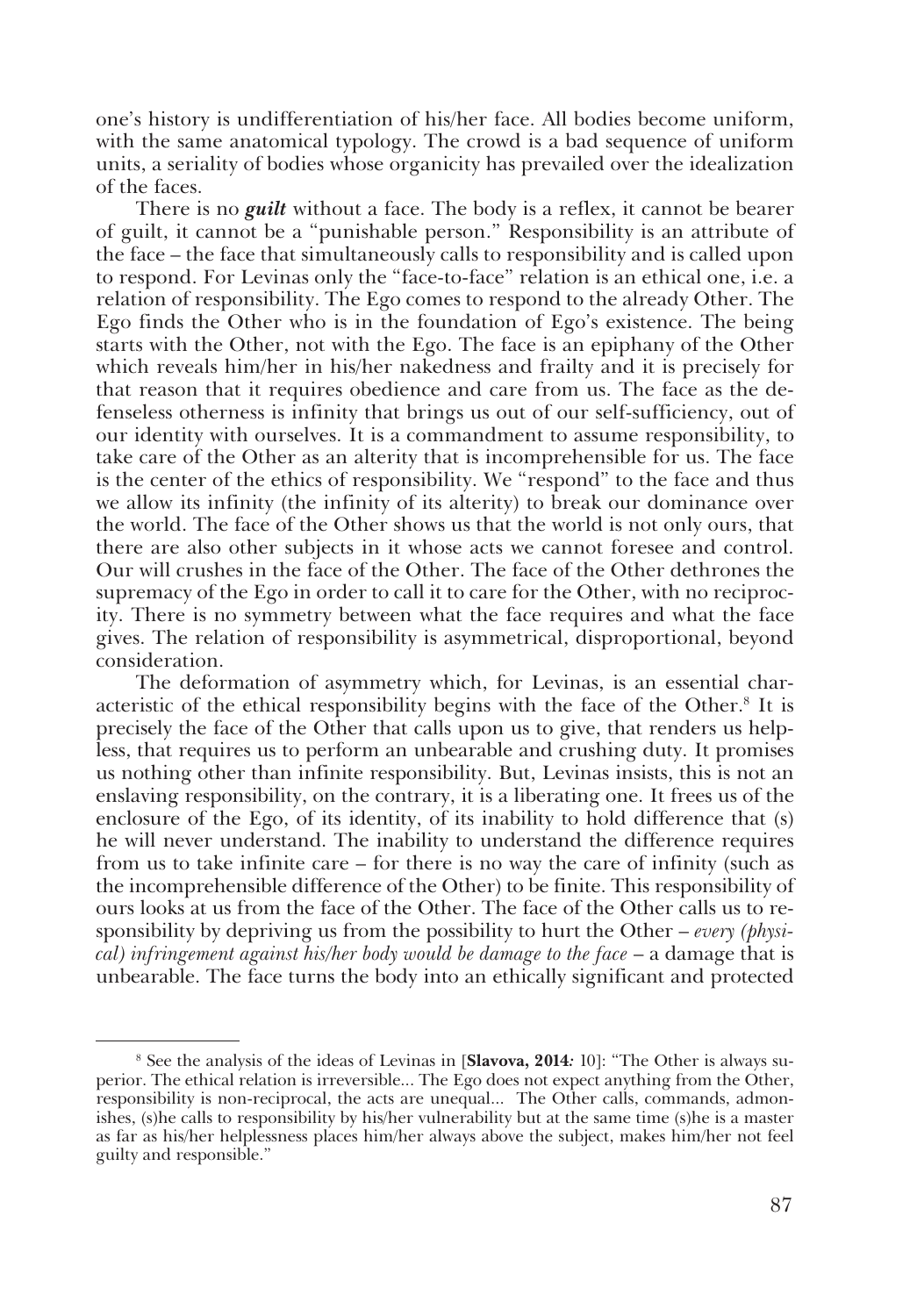one's history is undifferentiation of his/her face. All bodies become uniform, with the same anatomical typology. The crowd is a bad sequence of uniform units, a seriality of bodies whose organicity has prevailed over the idealization of the faces.

There is no ***guilt*** without a face. The body is a reflex, it cannot be bearer of guilt, it cannot be a "punishable person." Responsibility is an attribute of the face – the face that simultaneously calls to responsibility and is called upon to respond. For Levinas only the "face-to-face" relation is an ethical one, i.e. a relation of responsibility. The Ego comes to respond to the already Other. The Ego finds the Other who is in the foundation of Ego's existence. The being starts with the Other, not with the Ego. The face is an epiphany of the Other which reveals him/her in his/her nakedness and frailty and it is precisely for that reason that it requires obedience and care from us. The face as the defenseless otherness is infinity that brings us out of our self-sufficiency, out of our identity with ourselves. It is a commandment to assume responsibility, to take care of the Other as an alterity that is incomprehensible for us. The face is the center of the ethics of responsibility. We "respond" to the face and thus we allow its infinity (the infinity of its alterity) to break our dominance over the world. The face of the Other shows us that the world is not only ours, that there are also other subjects in it whose acts we cannot foresee and control. Our will crushes in the face of the Other. The face of the Other dethrones the supremacy of the Ego in order to call it to care for the Other, with no reciprocity. There is no symmetry between what the face requires and what the face gives. The relation of responsibility is asymmetrical, disproportional, beyond consideration.

The deformation of asymmetry which, for Levinas, is an essential characteristic of the ethical responsibility begins with the face of the Other.[8] It is precisely the face of the Other that calls upon us to give, that renders us helpless, that requires us to perform an unbearable and crushing duty. It promises us nothing other than infinite responsibility. But, Levinas insists, this is not an enslaving responsibility, on the contrary, it is a liberating one. It frees us of the enclosure of the Ego, of its identity, of its inability to hold difference that (s) he will never understand. The inability to understand the difference requires from us to take infinite care – for there is no way the care of infinity (such as the incomprehensible difference of the Other) to be finite. This responsibility of ours looks at us from the face of the Other. The face of the Other calls us to responsibility by depriving us from the possibility to hurt the Other – *every (physical) infringement against his/her body would be damage to the face* – a damage that is unbearable. The face turns the body into an ethically significant and protected

[8] See the analysis of the ideas of Levinas in [**Slavova, 2014***:* 10]: "The Other is always superior. The ethical relation is irreversible... The Ego does not expect anything from the Other, responsibility is non-reciprocal, the acts are unequal... The Other calls, commands, admonishes, (s)he calls to responsibility by his/her vulnerability but at the same time (s)he is a master as far as his/her helplessness places him/her always above the subject, makes him/her not feel guilty and responsible."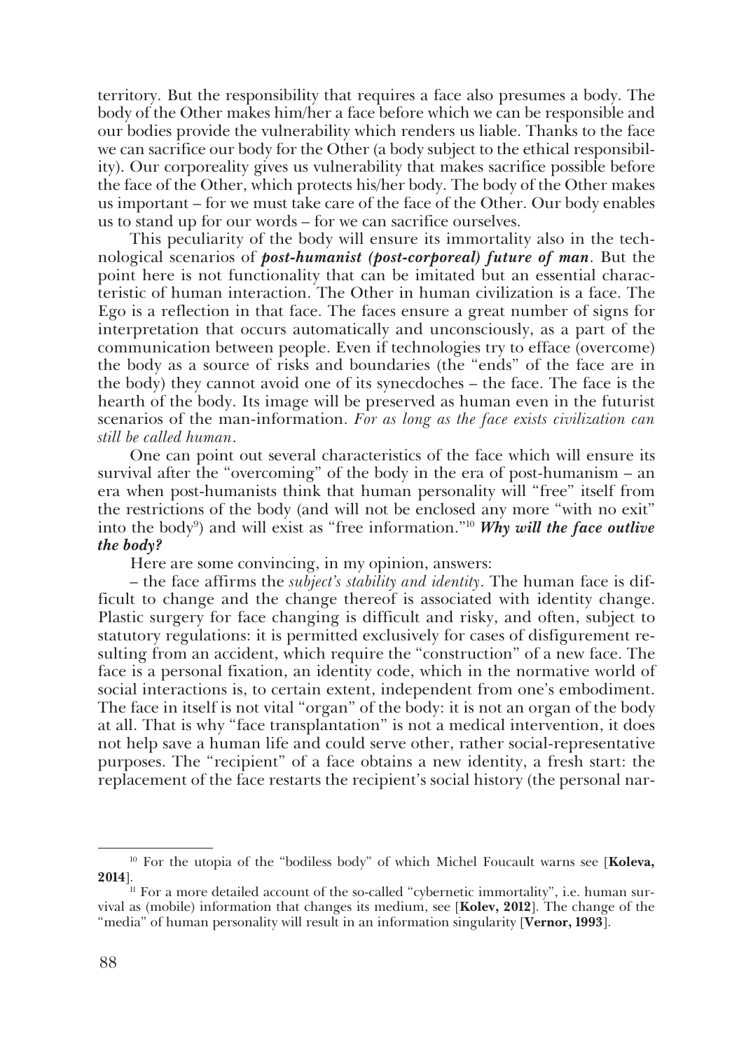territory. But the responsibility that requires a face also presumes a body. The body of the Other makes him/her a face before which we can be responsible and our bodies provide the vulnerability which renders us liable. Thanks to the face we can sacrifice our body for the Other (a body subject to the ethical responsibility). Our corporeality gives us vulnerability that makes sacrifice possible before the face of the Other, which protects his/her body. The body of the Other makes us important – for we must take care of the face of the Other. Our body enables us to stand up for our words – for we can sacrifice ourselves.

This peculiarity of the body will ensure its immortality also in the technological scenarios of ***post-humanist (post-corporeal) future of man***. But the point here is not functionality that can be imitated but an essential characteristic of human interaction. The Other in human civilization is a face. The Ego is a reflection in that face. The faces ensure a great number of signs for interpretation that occurs automatically and unconsciously, as a part of the communication between people. Even if technologies try to efface (overcome) the body as a source of risks and boundaries (the "ends" of the face are in the body) they cannot avoid one of its synecdoches – the face. The face is the hearth of the body. Its image will be preserved as human even in the futurist scenarios of the man-information. *For as long as the face exists civilization can still be called human*.

One can point out several characteristics of the face which will ensure its survival after the "overcoming" of the body in the era of post-humanism – an era when post-humanists think that human personality will "free" itself from the restrictions of the body (and will not be enclosed any more "with no exit" into the body[9]) and will exist as "free information."[10] ***Why will the face outlive the body?***

Here are some convincing, in my opinion, answers:

– the face affirms the *subject's stability and identity*. The human face is difficult to change and the change thereof is associated with identity change. Plastic surgery for face changing is difficult and risky, and often, subject to statutory regulations: it is permitted exclusively for cases of disfigurement resulting from an accident, which require the "construction" of a new face. The face is a personal fixation, an identity code, which in the normative world of social interactions is, to certain extent, independent from one's embodiment. The face in itself is not vital "organ" of the body: it is not an organ of the body at all. That is why "face transplantation" is not a medical intervention, it does not help save a human life and could serve other, rather social-representative purposes. The "recipient" of a face obtains a new identity, a fresh start: the replacement of the face restarts the recipient's social history (the personal nar-

---

[10] For the utopia of the "bodiless body" of which Michel Foucault warns see [**Koleva, 2014**].

[11] For a more detailed account of the so-called "cybernetic immortality", i.e. human survival as (mobile) information that changes its medium, see [**Kolev, 2012**]. The change of the "media" of human personality will result in an information singularity [**Vernor, 1993**].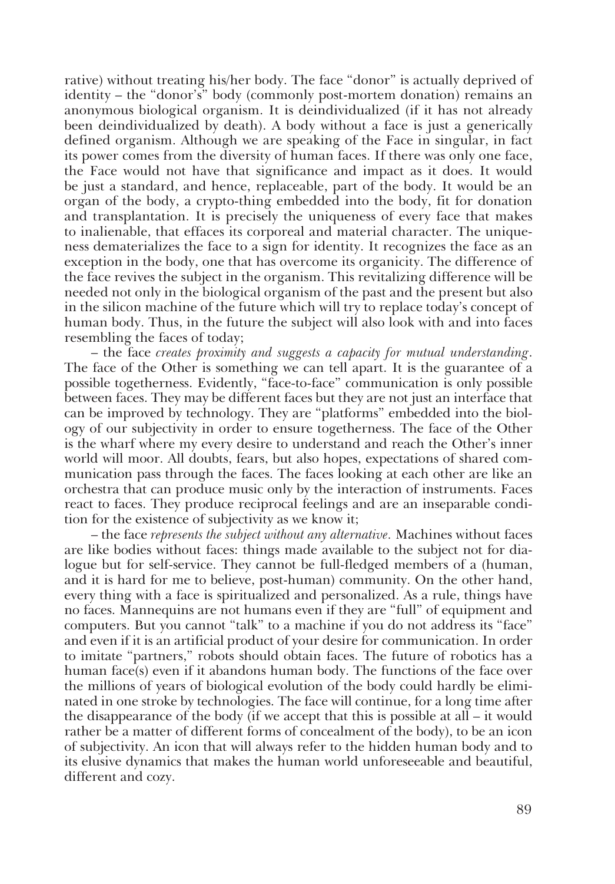rative) without treating his/her body. The face "donor" is actually deprived of identity – the "donor's" body (commonly post-mortem donation) remains an anonymous biological organism. It is deindividualized (if it has not already been deindividualized by death). A body without a face is just a generically defined organism. Although we are speaking of the Face in singular, in fact its power comes from the diversity of human faces. If there was only one face, the Face would not have that significance and impact as it does. It would be just a standard, and hence, replaceable, part of the body. It would be an organ of the body, a crypto-thing embedded into the body, fit for donation and transplantation. It is precisely the uniqueness of every face that makes to inalienable, that effaces its corporeal and material character. The uniqueness dematerializes the face to a sign for identity. It recognizes the face as an exception in the body, one that has overcome its organicity. The difference of the face revives the subject in the organism. This revitalizing difference will be needed not only in the biological organism of the past and the present but also in the silicon machine of the future which will try to replace today's concept of human body. Thus, in the future the subject will also look with and into faces resembling the faces of today;

– the face *creates proximity and suggests a capacity for mutual understanding*. The face of the Other is something we can tell apart. It is the guarantee of a possible togetherness. Evidently, "face-to-face" communication is only possible between faces. They may be different faces but they are not just an interface that can be improved by technology. They are "platforms" embedded into the biology of our subjectivity in order to ensure togetherness. The face of the Other is the wharf where my every desire to understand and reach the Other's inner world will moor. All doubts, fears, but also hopes, expectations of shared communication pass through the faces. The faces looking at each other are like an orchestra that can produce music only by the interaction of instruments. Faces react to faces. They produce reciprocal feelings and are an inseparable condition for the existence of subjectivity as we know it;

– the face *represents the subject without any alternative*. Machines without faces are like bodies without faces: things made available to the subject not for dialogue but for self-service. They cannot be full-fledged members of a (human, and it is hard for me to believe, post-human) community. On the other hand, every thing with a face is spiritualized and personalized. As a rule, things have no faces. Mannequins are not humans even if they are "full" of equipment and computers. But you cannot "talk" to a machine if you do not address its "face" and even if it is an artificial product of your desire for communication. In order to imitate "partners," robots should obtain faces. The future of robotics has a human face(s) even if it abandons human body. The functions of the face over the millions of years of biological evolution of the body could hardly be eliminated in one stroke by technologies. The face will continue, for a long time after the disappearance of the body (if we accept that this is possible at all – it would rather be a matter of different forms of concealment of the body), to be an icon of subjectivity. An icon that will always refer to the hidden human body and to its elusive dynamics that makes the human world unforeseeable and beautiful, different and cozy.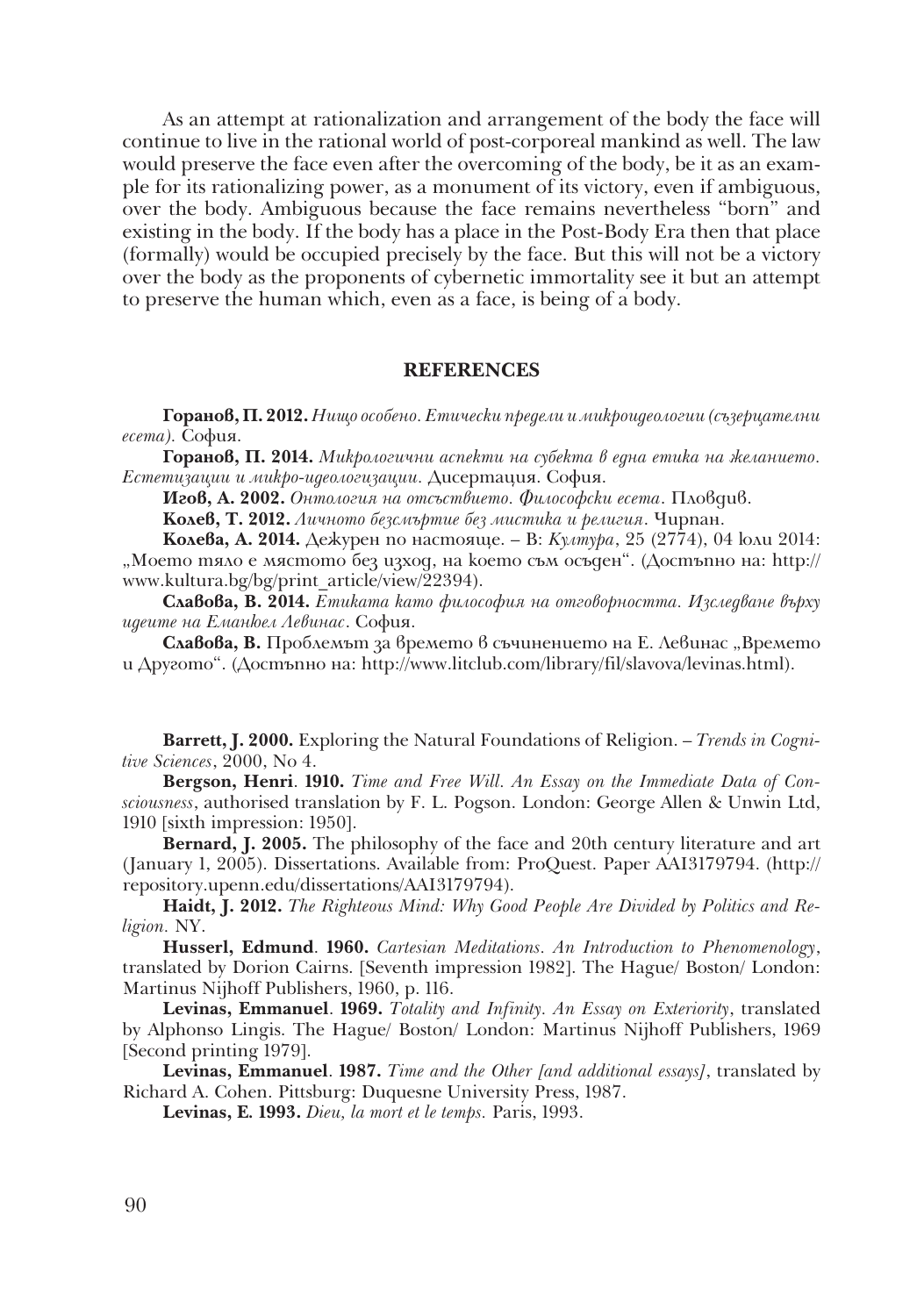As an attempt at rationalization and arrangement of the body the face will continue to live in the rational world of post-corporeal mankind as well. The law would preserve the face even after the overcoming of the body, be it as an example for its rationalizing power, as a monument of its victory, even if ambiguous, over the body. Ambiguous because the face remains nevertheless "born" and existing in the body. If the body has a place in the Post-Body Era then that place (formally) would be occupied precisely by the face. But this will not be a victory over the body as the proponents of cybernetic immortality see it but an attempt to preserve the human which, even as a face, is being of a body.

## REFERENCES

**Горанов, П. 2012.** *Нищо особено. Етически предели и микроидеологии (съзерцателни есета).* София.

**Горанов, П. 2014.** *Микрологични аспекти на субекта в една етика на желанието. Естетизации и микро-идеологизации.* Дисертация. София.

**Игов, А. 2002.** *Онтология на отсъствието. Философски есета*. Пловдив.

**Колев, Т. 2012.** *Личното безсмъртие без мистика и религия*. Чирпан.

**Колева, А. 2014.** Дежурен по настояще. – В: *Култура*, 25 (2774), 04 юли 2014: „Моето тяло е мястото без изход, на което съм осъден". (Достъпно на: http://www.kultura.bg/bg/print_article/view/22394).

**Славова, В. 2014.** *Етиката като философия на отговорността. Изследване върху идеите на Еманюел Левинас*. София.

**Славова, В.** Проблемът за времето в съчинението на Е. Левинас „Времето и Другото". (Достъпно на: http://www.litclub.com/library/fil/slavova/levinas.html).

**Barrett, J. 2000.** Exploring the Natural Foundations of Religion. – *Trends in Cognitive Sciences*, 2000, No 4.

**Bergson, Henri**. **1910.** *Time and Free Will. An Essay on the Immediate Data of Consciousness*, authorised translation by F. L. Pogson. London: George Allen & Unwin Ltd, 1910 [sixth impression: 1950].

**Bernard, J. 2005.** The philosophy of the face and 20th century literature and art (January 1, 2005). Dissertations. Available from: ProQuest. Paper AAI3179794. (http://repository.upenn.edu/dissertations/AAI3179794).

**Haidt, J. 2012.** *The Righteous Mind: Why Good People Are Divided by Politics and Religion.* NY.

**Husserl, Edmund**. **1960.** *Cartesian Meditations. An Introduction to Phenomenology*, translated by Dorion Cairns. [Seventh impression 1982]. The Hague/ Boston/ London: Martinus Nijhoff Publishers, 1960, p. 116.

**Levinas, Emmanuel**. **1969.** *Totality and Infinity. An Essay on Exteriority*, translated by Alphonso Lingis. The Hague/ Boston/ London: Martinus Nijhoff Publishers, 1969 [Second printing 1979].

**Levinas, Emmanuel**. **1987.** *Time and the Other [and additional essays]*, translated by Richard A. Cohen. Pittsburg: Duquesne University Press, 1987.

**Levinas, E. 1993.** *Dieu, la mort et le temps.* Paris, 1993.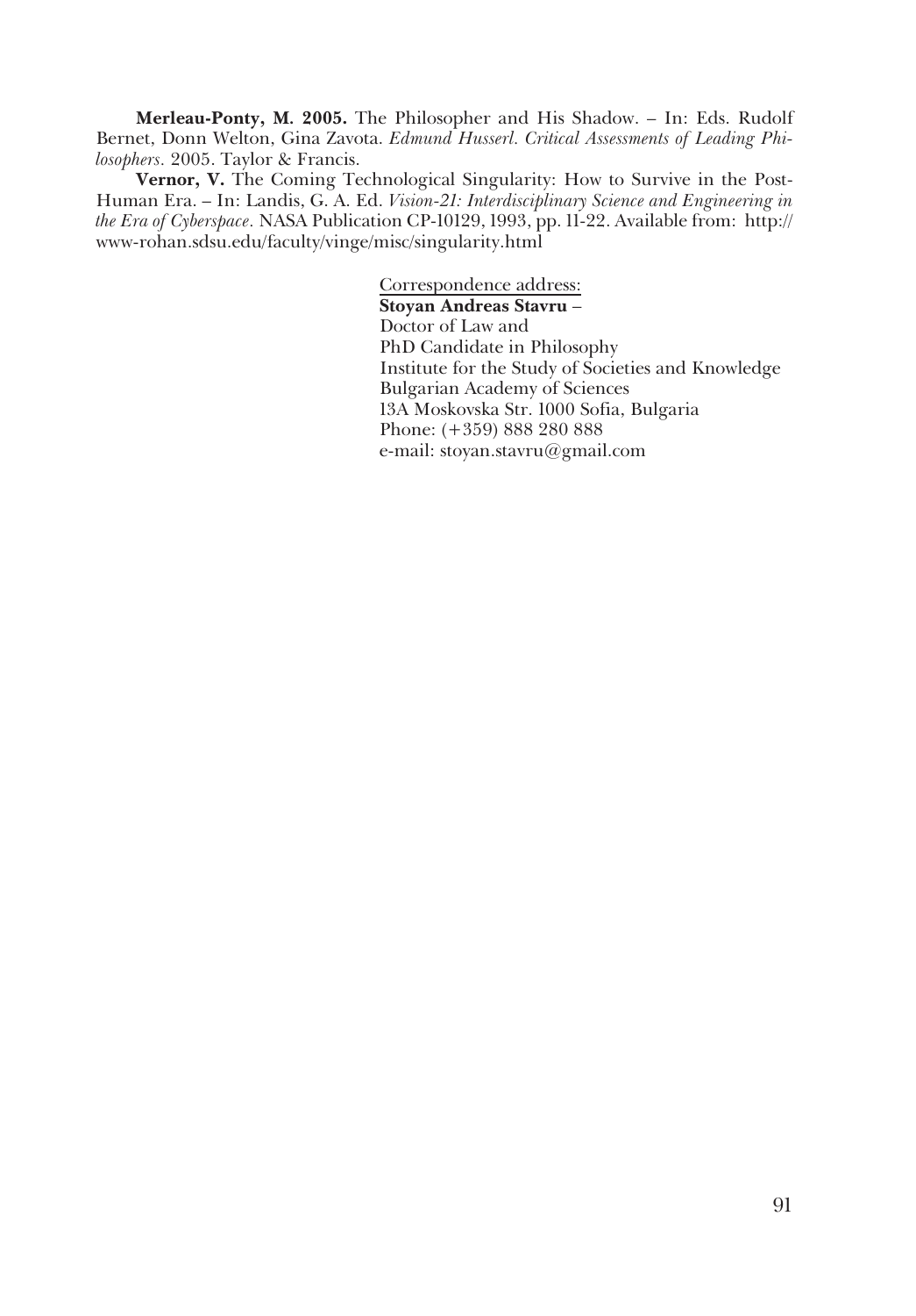**Merleau-Ponty, M. 2005.** The Philosopher and His Shadow. – In: Eds. Rudolf Bernet, Donn Welton, Gina Zavota. *Edmund Husserl. Critical Assessments of Leading Philosophers.* 2005. Taylor & Francis.

**Vernor, V.** The Coming Technological Singularity: How to Survive in the Post-Human Era. – In: Landis, G. A. Ed. *Vision-21: Interdisciplinary Science and Engineering in the Era of Cyberspace.* NASA Publication CP-10129, 1993, pp. 11-22. Available from: http://www-rohan.sdsu.edu/faculty/vinge/misc/singularity.html

Correspondence address:
**Stoyan Andreas Stavru** –
Doctor of Law and
PhD Candidate in Philosophy
Institute for the Study of Societies and Knowledge
Bulgarian Academy of Sciences
13A Moskovska Str. 1000 Sofia, Bulgaria
Phone: (+359) 888 280 888
e-mail: stoyan.stavru@gmail.com